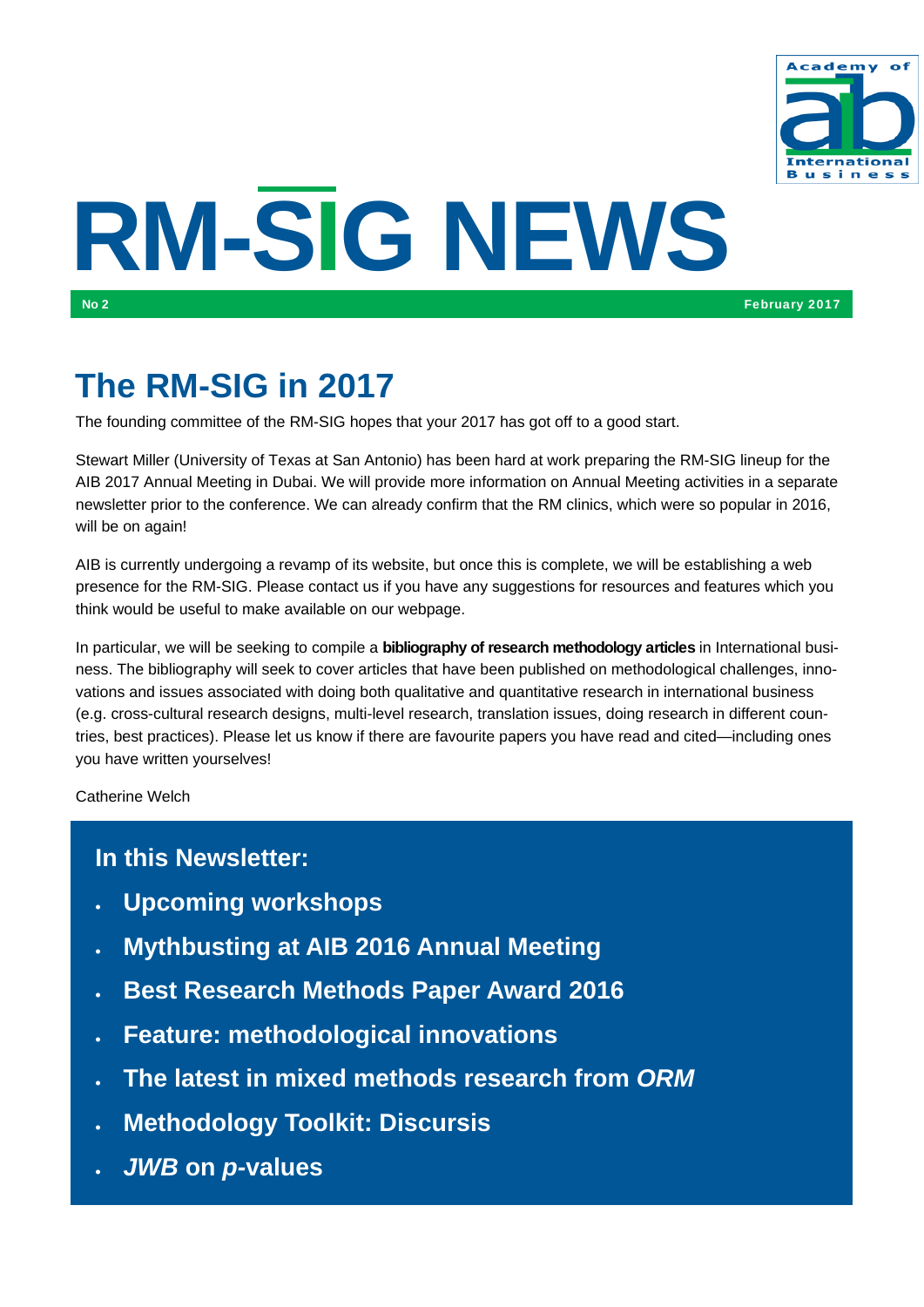# RM-SIG NEWS

**No 2** **February 2017**

## The RM-SIG in 2017

The founding committee of the RM-SIG hopes that your 2017 has got off to a good start.

Stewart Miller (University of Texas at San Antonio) has been hard at work preparing the RM-SIG lineup for the AIB 2017 Annual Meeting in Dubai. We will provide more information on Annual Meeting activities in a separate newsletter prior to the conference. We can already confirm that the RM clinics, which were so popular in 2016, will be on again!

AIB is currently undergoing a revamp of its website, but once this is complete, we will be establishing a web presence for the RM-SIG. Please contact us if you have any suggestions for resources and features which you think would be useful to make available on our webpage.

In particular, we will be seeking to compile a **bibliography of research methodology articles** in International business. The bibliography will seek to cover articles that have been published on methodological challenges, innovations and issues associated with doing both qualitative and quantitative research in international business (e.g. cross-cultural research designs, multi-level research, translation issues, doing research in different countries, best practices). Please let us know if there are favourite papers you have read and cited—including ones you have written yourselves!

Catherine Welch

### In this Newsletter:

- **Upcoming workshops**
- **Mythbusting at AIB 2016 Annual Meeting**
- **Best Research Methods Paper Award 2016**
- **Feature: methodological innovations**
- **The latest in mixed methods research from *ORM***
- **Methodology Toolkit: Discursis**
- ***JWB* on *p*-values**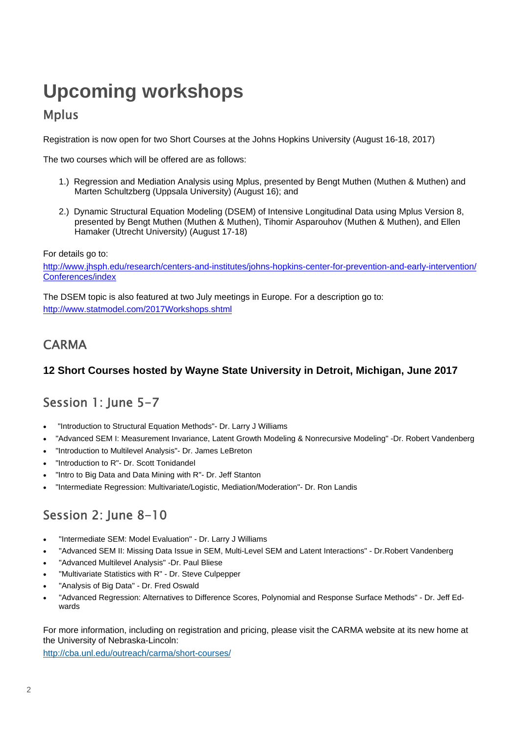# Upcoming workshops

## Mplus

Registration is now open for two Short Courses at the Johns Hopkins University (August 16-18, 2017)

The two courses which will be offered are as follows:

1.) Regression and Mediation Analysis using Mplus, presented by Bengt Muthen (Muthen & Muthen) and Marten Schultzberg (Uppsala University) (August 16); and

2.) Dynamic Structural Equation Modeling (DSEM) of Intensive Longitudinal Data using Mplus Version 8, presented by Bengt Muthen (Muthen & Muthen), Tihomir Asparouhov (Muthen & Muthen), and Ellen Hamaker (Utrecht University) (August 17-18)

For details go to:
http://www.jhsph.edu/research/centers-and-institutes/johns-hopkins-center-for-prevention-and-early-intervention/Conferences/index

The DSEM topic is also featured at two July meetings in Europe. For a description go to:
http://www.statmodel.com/2017Workshops.shtml

## CARMA

### 12 Short Courses hosted by Wayne State University in Detroit, Michigan, June 2017

## Session 1: June 5-7

- "Introduction to Structural Equation Methods"- Dr. Larry J Williams
- "Advanced SEM I: Measurement Invariance, Latent Growth Modeling & Nonrecursive Modeling" -Dr. Robert Vandenberg
- "Introduction to Multilevel Analysis"- Dr. James LeBreton
- "Introduction to R"- Dr. Scott Tonidandel
- "Intro to Big Data and Data Mining with R"- Dr. Jeff Stanton
- "Intermediate Regression: Multivariate/Logistic, Mediation/Moderation"- Dr. Ron Landis

## Session 2: June 8-10

- "Intermediate SEM: Model Evaluation" - Dr. Larry J Williams
- "Advanced SEM II: Missing Data Issue in SEM, Multi-Level SEM and Latent Interactions" - Dr.Robert Vandenberg
- "Advanced Multilevel Analysis" -Dr. Paul Bliese
- "Multivariate Statistics with R" - Dr. Steve Culpepper
- "Analysis of Big Data" - Dr. Fred Oswald
- "Advanced Regression: Alternatives to Difference Scores, Polynomial and Response Surface Methods" - Dr. Jeff Edwards

For more information, including on registration and pricing, please visit the CARMA website at its new home at the University of Nebraska-Lincoln:
http://cba.unl.edu/outreach/carma/short-courses/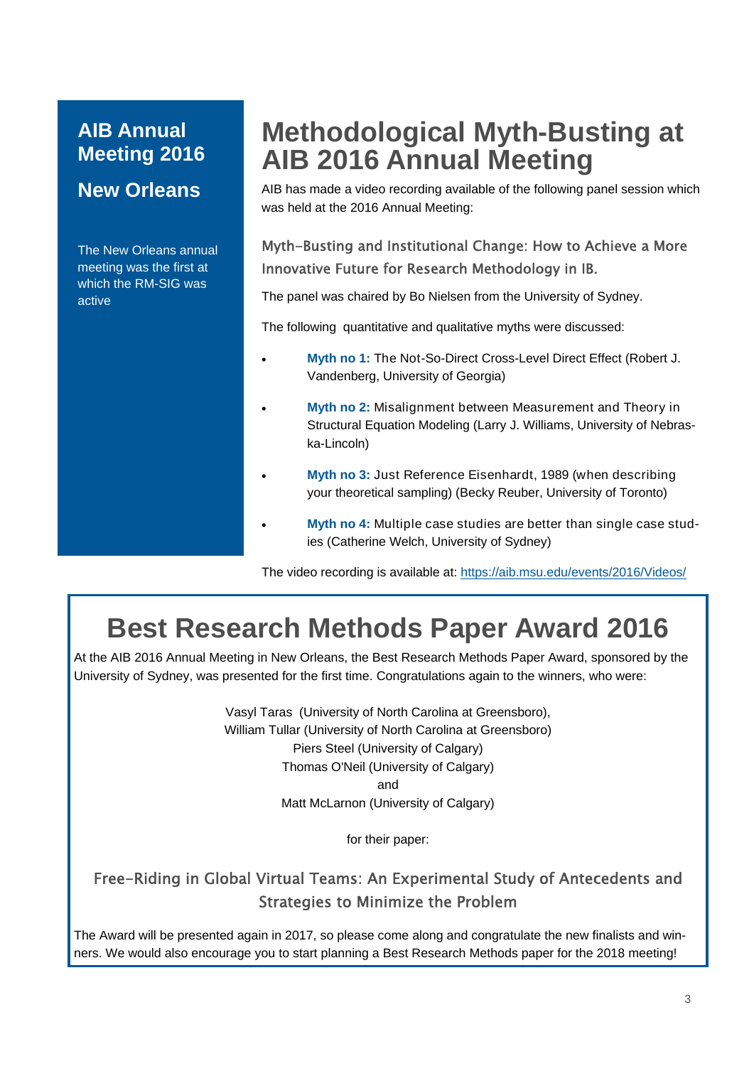## AIB Annual Meeting 2016

## New Orleans

The New Orleans annual meeting was the first at which the RM-SIG was active

# Methodological Myth-Busting at AIB 2016 Annual Meeting

AIB has made a video recording available of the following panel session which was held at the 2016 Annual Meeting:

### Myth-Busting and Institutional Change: How to Achieve a More Innovative Future for Research Methodology in IB.

The panel was chaired by Bo Nielsen from the University of Sydney.

The following quantitative and qualitative myths were discussed:

- **Myth no 1:** The Not-So-Direct Cross-Level Direct Effect (Robert J. Vandenberg, University of Georgia)
- **Myth no 2:** Misalignment between Measurement and Theory in Structural Equation Modeling (Larry J. Williams, University of Nebraska-Lincoln)
- **Myth no 3:** Just Reference Eisenhardt, 1989 (when describing your theoretical sampling) (Becky Reuber, University of Toronto)
- **Myth no 4:** Multiple case studies are better than single case studies (Catherine Welch, University of Sydney)

The video recording is available at: https://aib.msu.edu/events/2016/Videos/

# Best Research Methods Paper Award 2016

At the AIB 2016 Annual Meeting in New Orleans, the Best Research Methods Paper Award, sponsored by the University of Sydney, was presented for the first time. Congratulations again to the winners, who were:

Vasyl Taras (University of North Carolina at Greensboro),
William Tullar (University of North Carolina at Greensboro)
Piers Steel (University of Calgary)
Thomas O'Neil (University of Calgary)
and
Matt McLarnon (University of Calgary)

for their paper:

### Free-Riding in Global Virtual Teams: An Experimental Study of Antecedents and Strategies to Minimize the Problem

The Award will be presented again in 2017, so please come along and congratulate the new finalists and winners. We would also encourage you to start planning a Best Research Methods paper for the 2018 meeting!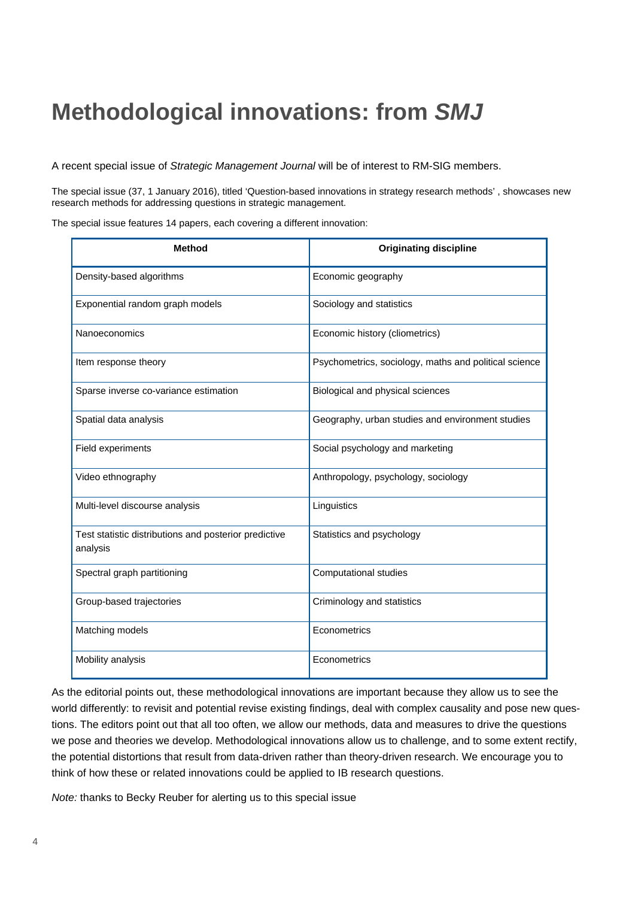# Methodological innovations: from *SMJ*

A recent special issue of *Strategic Management Journal* will be of interest to RM-SIG members.

The special issue (37, 1 January 2016), titled 'Question-based innovations in strategy research methods' , showcases new research methods for addressing questions in strategic management.

The special issue features 14 papers, each covering a different innovation:

| Method | Originating discipline |
|---|---|
| Density-based algorithms | Economic geography |
| Exponential random graph models | Sociology and statistics |
| Nanoeconomics | Economic history (cliometrics) |
| Item response theory | Psychometrics, sociology, maths and political science |
| Sparse inverse co-variance estimation | Biological and physical sciences |
| Spatial data analysis | Geography, urban studies and environment studies |
| Field experiments | Social psychology and marketing |
| Video ethnography | Anthropology, psychology, sociology |
| Multi-level discourse analysis | Linguistics |
| Test statistic distributions and posterior predictive analysis | Statistics and psychology |
| Spectral graph partitioning | Computational studies |
| Group-based trajectories | Criminology and statistics |
| Matching models | Econometrics |
| Mobility analysis | Econometrics |

As the editorial points out, these methodological innovations are important because they allow us to see the world differently: to revisit and potential revise existing findings, deal with complex causality and pose new questions. The editors point out that all too often, we allow our methods, data and measures to drive the questions we pose and theories we develop. Methodological innovations allow us to challenge, and to some extent rectify, the potential distortions that result from data-driven rather than theory-driven research. We encourage you to think of how these or related innovations could be applied to IB research questions.

*Note:* thanks to Becky Reuber for alerting us to this special issue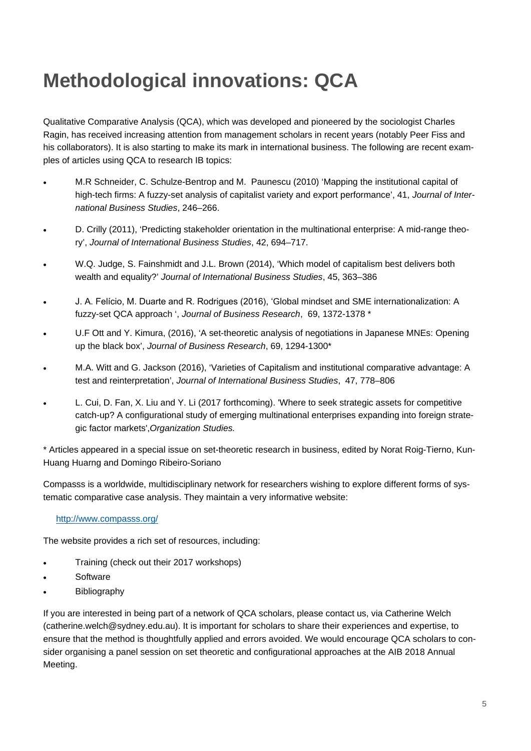# Methodological innovations: QCA

Qualitative Comparative Analysis (QCA), which was developed and pioneered by the sociologist Charles Ragin, has received increasing attention from management scholars in recent years (notably Peer Fiss and his collaborators). It is also starting to make its mark in international business. The following are recent examples of articles using QCA to research IB topics:

- M.R Schneider, C. Schulze-Bentrop and M. Paunescu (2010) 'Mapping the institutional capital of high-tech firms: A fuzzy-set analysis of capitalist variety and export performance', 41, *Journal of International Business Studies*, 246–266.
- D. Crilly (2011), 'Predicting stakeholder orientation in the multinational enterprise: A mid-range theory', *Journal of International Business Studies*, 42, 694–717.
- W.Q. Judge, S. Fainshmidt and J.L. Brown (2014), 'Which model of capitalism best delivers both wealth and equality?' *Journal of International Business Studies*, 45, 363–386
- J. A. Felício, M. Duarte and R. Rodrigues (2016), 'Global mindset and SME internationalization: A fuzzy-set QCA approach ', *Journal of Business Research*, 69, 1372-1378 *
- U.F Ott and Y. Kimura, (2016), 'A set-theoretic analysis of negotiations in Japanese MNEs: Opening up the black box', *Journal of Business Research*, 69, 1294-1300*
- M.A. Witt and G. Jackson (2016), 'Varieties of Capitalism and institutional comparative advantage: A test and reinterpretation', *Journal of International Business Studies*, 47, 778–806
- L. Cui, D. Fan, X. Liu and Y. Li (2017 forthcoming). 'Where to seek strategic assets for competitive catch-up? A configurational study of emerging multinational enterprises expanding into foreign strategic factor markets',*Organization Studies.*

* Articles appeared in a special issue on set-theoretic research in business, edited by Norat Roig-Tierno, Kun-Huang Huarng and Domingo Ribeiro-Soriano

Compasss is a worldwide, multidisciplinary network for researchers wishing to explore different forms of systematic comparative case analysis. They maintain a very informative website:

http://www.compasss.org/

The website provides a rich set of resources, including:

- Training (check out their 2017 workshops)
- Software
- Bibliography

If you are interested in being part of a network of QCA scholars, please contact us, via Catherine Welch (catherine.welch@sydney.edu.au). It is important for scholars to share their experiences and expertise, to ensure that the method is thoughtfully applied and errors avoided. We would encourage QCA scholars to consider organising a panel session on set theoretic and configurational approaches at the AIB 2018 Annual Meeting.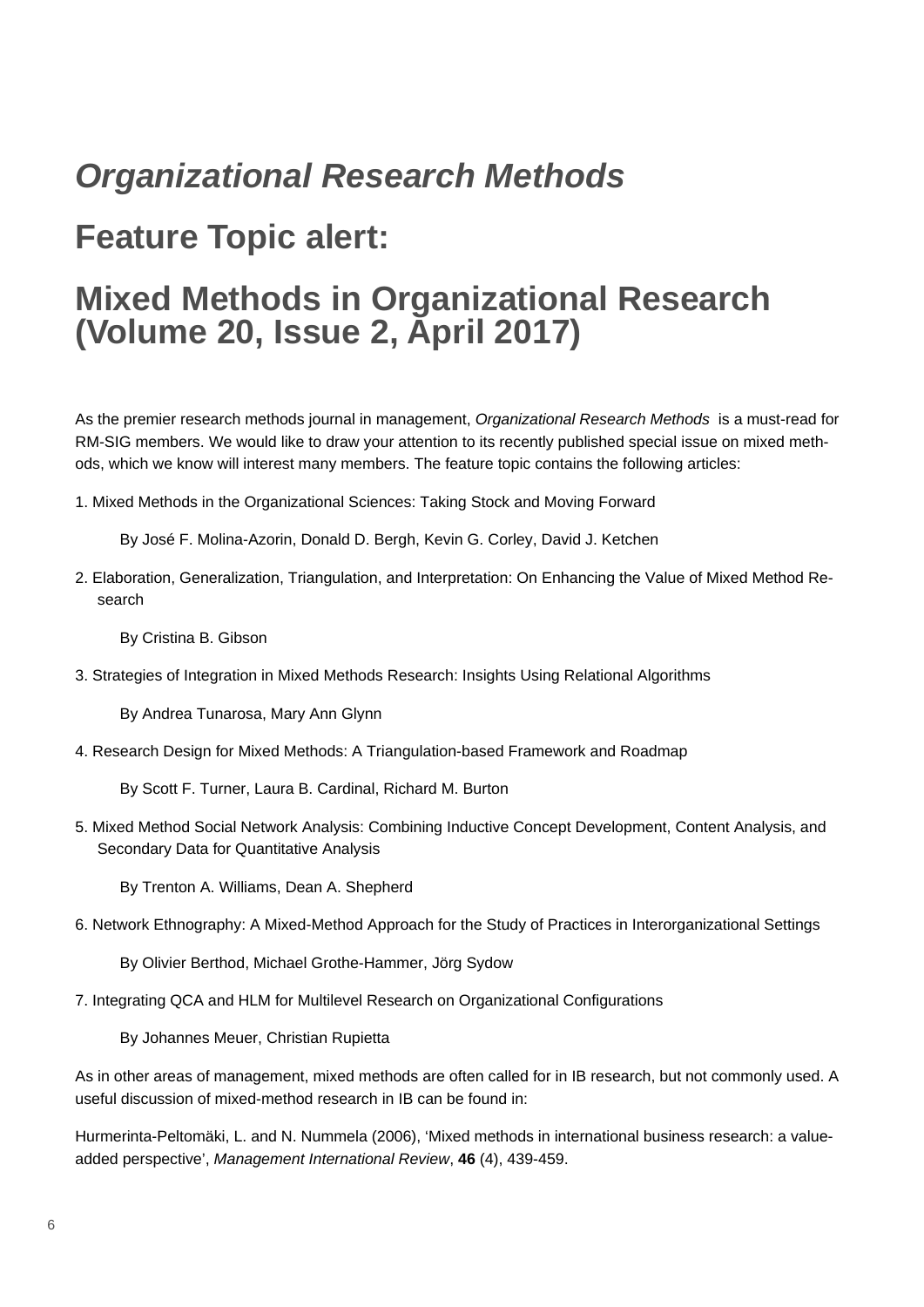# *Organizational Research Methods*

# Feature Topic alert:

# Mixed Methods in Organizational Research (Volume 20, Issue 2, April 2017)

As the premier research methods journal in management, *Organizational Research Methods* is a must-read for RM-SIG members. We would like to draw your attention to its recently published special issue on mixed methods, which we know will interest many members. The feature topic contains the following articles:

1. Mixed Methods in the Organizational Sciences: Taking Stock and Moving Forward

   By José F. Molina-Azorin, Donald D. Bergh, Kevin G. Corley, David J. Ketchen

2. Elaboration, Generalization, Triangulation, and Interpretation: On Enhancing the Value of Mixed Method Research

   By Cristina B. Gibson

3. Strategies of Integration in Mixed Methods Research: Insights Using Relational Algorithms

   By Andrea Tunarosa, Mary Ann Glynn

4. Research Design for Mixed Methods: A Triangulation-based Framework and Roadmap

   By Scott F. Turner, Laura B. Cardinal, Richard M. Burton

5. Mixed Method Social Network Analysis: Combining Inductive Concept Development, Content Analysis, and Secondary Data for Quantitative Analysis

   By Trenton A. Williams, Dean A. Shepherd

6. Network Ethnography: A Mixed-Method Approach for the Study of Practices in Interorganizational Settings

   By Olivier Berthod, Michael Grothe-Hammer, Jörg Sydow

7. Integrating QCA and HLM for Multilevel Research on Organizational Configurations

   By Johannes Meuer, Christian Rupietta

As in other areas of management, mixed methods are often called for in IB research, but not commonly used. A useful discussion of mixed-method research in IB can be found in:

Hurmerinta-Peltomäki, L. and N. Nummela (2006), 'Mixed methods in international business research: a value-added perspective', *Management International Review*, **46** (4), 439-459.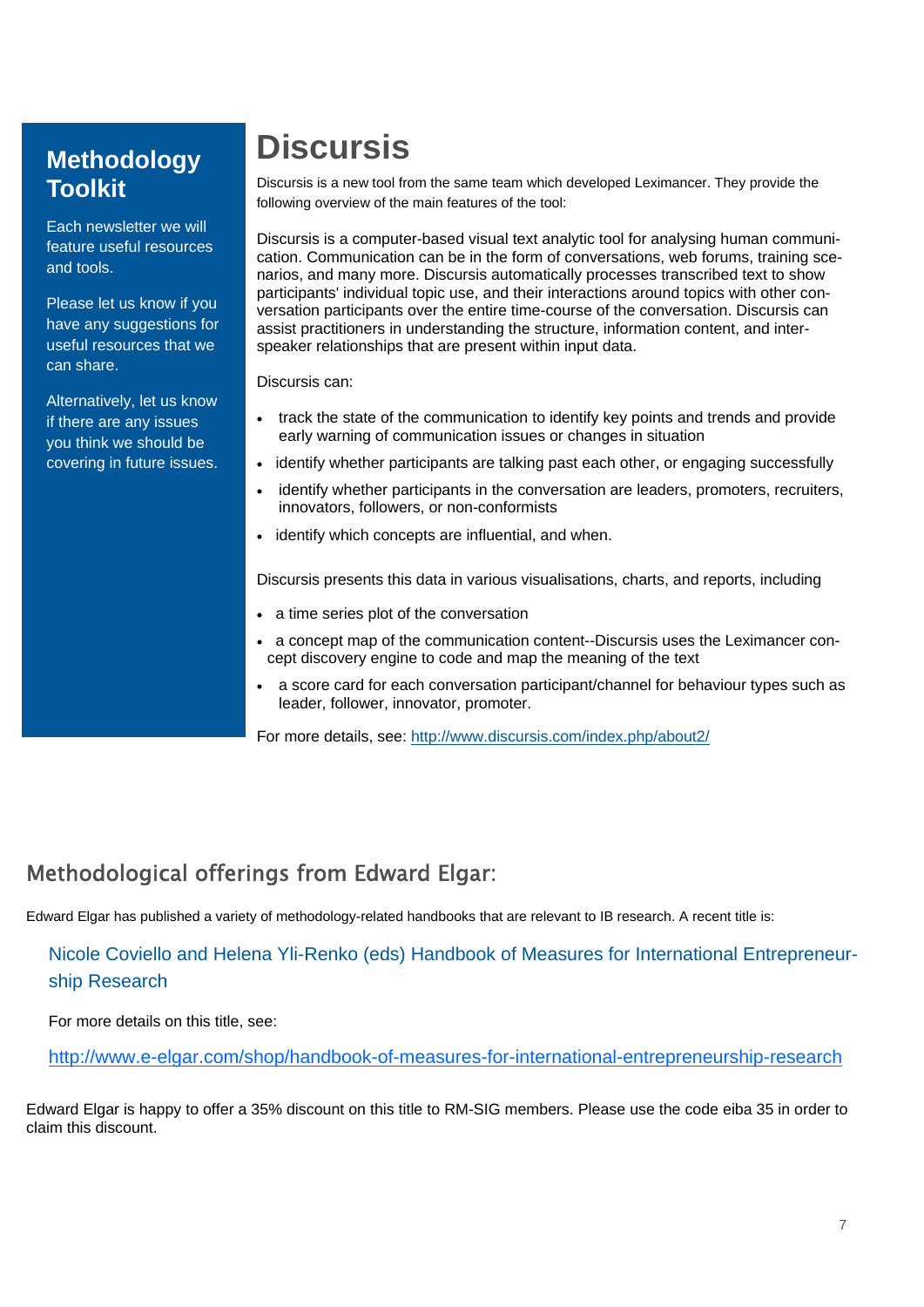## Methodology Toolkit

Each newsletter we will feature useful resources and tools.

Please let us know if you have any suggestions for useful resources that we can share.

Alternatively, let us know if there are any issues you think we should be covering in future issues.

# Discursis

Discursis is a new tool from the same team which developed Leximancer. They provide the following overview of the main features of the tool:

Discursis is a computer-based visual text analytic tool for analysing human communication. Communication can be in the form of conversations, web forums, training scenarios, and many more. Discursis automatically processes transcribed text to show participants' individual topic use, and their interactions around topics with other conversation participants over the entire time-course of the conversation. Discursis can assist practitioners in understanding the structure, information content, and inter-speaker relationships that are present within input data.

Discursis can:

- track the state of the communication to identify key points and trends and provide early warning of communication issues or changes in situation
- identify whether participants are talking past each other, or engaging successfully
- identify whether participants in the conversation are leaders, promoters, recruiters, innovators, followers, or non-conformists
- identify which concepts are influential, and when.

Discursis presents this data in various visualisations, charts, and reports, including

- a time series plot of the conversation
- a concept map of the communication content--Discursis uses the Leximancer concept discovery engine to code and map the meaning of the text
- a score card for each conversation participant/channel for behaviour types such as leader, follower, innovator, promoter.

For more details, see: http://www.discursis.com/index.php/about2/

## Methodological offerings from Edward Elgar:

Edward Elgar has published a variety of methodology-related handbooks that are relevant to IB research. A recent title is:

Nicole Coviello and Helena Yli-Renko (eds) Handbook of Measures for International Entrepreneurship Research

For more details on this title, see:

http://www.e-elgar.com/shop/handbook-of-measures-for-international-entrepreneurship-research

Edward Elgar is happy to offer a 35% discount on this title to RM-SIG members. Please use the code eiba 35 in order to claim this discount.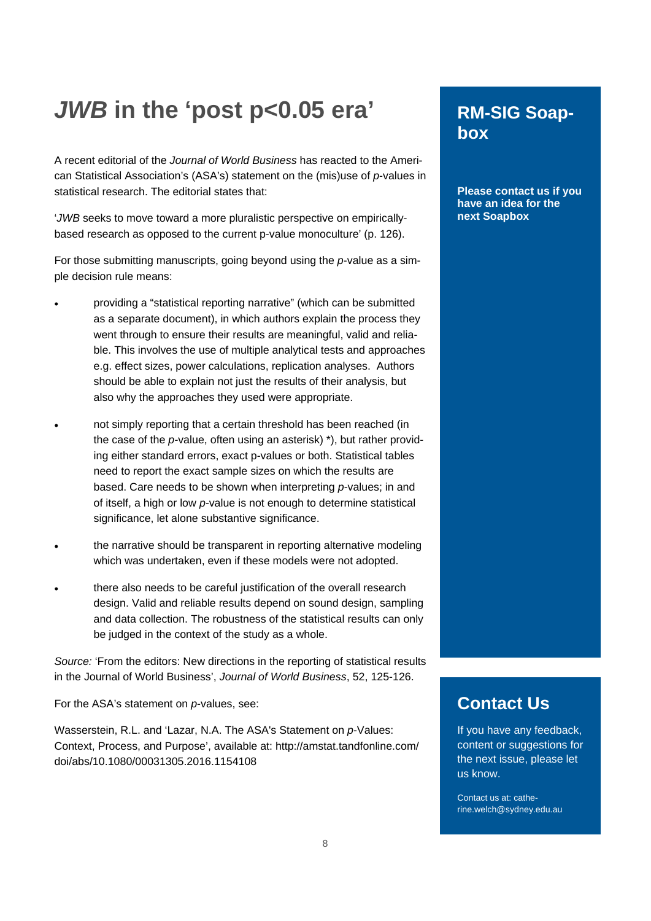# *JWB* in the 'post p<0.05 era'

A recent editorial of the *Journal of World Business* has reacted to the American Statistical Association's (ASA's) statement on the (mis)use of *p*-values in statistical research. The editorial states that:

'*JWB* seeks to move toward a more pluralistic perspective on empirically-based research as opposed to the current p-value monoculture' (p. 126).

For those submitting manuscripts, going beyond using the *p*-value as a simple decision rule means:

- providing a "statistical reporting narrative" (which can be submitted as a separate document), in which authors explain the process they went through to ensure their results are meaningful, valid and reliable. This involves the use of multiple analytical tests and approaches e.g. effect sizes, power calculations, replication analyses. Authors should be able to explain not just the results of their analysis, but also why the approaches they used were appropriate.
- not simply reporting that a certain threshold has been reached (in the case of the *p*-value, often using an asterisk) *), but rather providing either standard errors, exact p-values or both. Statistical tables need to report the exact sample sizes on which the results are based. Care needs to be shown when interpreting *p*-values; in and of itself, a high or low *p*-value is not enough to determine statistical significance, let alone substantive significance.
- the narrative should be transparent in reporting alternative modeling which was undertaken, even if these models were not adopted.
- there also needs to be careful justification of the overall research design. Valid and reliable results depend on sound design, sampling and data collection. The robustness of the statistical results can only be judged in the context of the study as a whole.

*Source:* 'From the editors: New directions in the reporting of statistical results in the Journal of World Business', *Journal of World Business*, 52, 125-126.

For the ASA's statement on *p*-values, see:

Wasserstein, R.L. and 'Lazar, N.A. The ASA's Statement on *p*-Values: Context, Process, and Purpose', available at: http://amstat.tandfonline.com/doi/abs/10.1080/00031305.2016.1154108

## RM-SIG Soapbox

**Please contact us if you have an idea for the next Soapbox**

## Contact Us

If you have any feedback, content or suggestions for the next issue, please let us know.

Contact us at: catherine.welch@sydney.edu.au